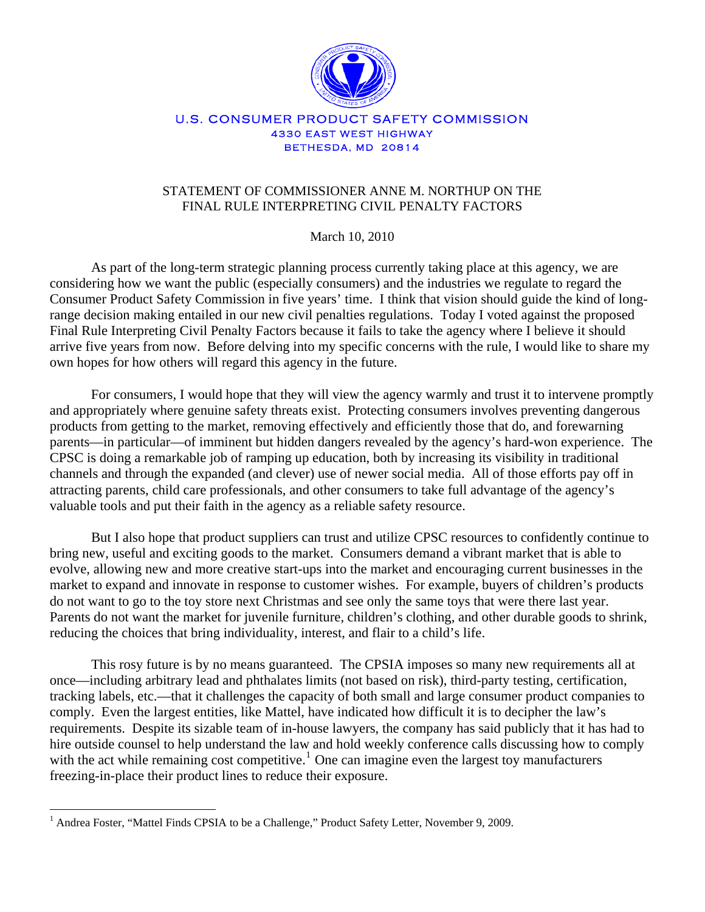U.S. CONSUMER PRODUCT SAFETY COMMISSION
4330 EAST WEST HIGHWAY
BETHESDA, MD 20814

# STATEMENT OF COMMISSIONER ANNE M. NORTHUP ON THE FINAL RULE INTERPRETING CIVIL PENALTY FACTORS

March 10, 2010

As part of the long-term strategic planning process currently taking place at this agency, we are considering how we want the public (especially consumers) and the industries we regulate to regard the Consumer Product Safety Commission in five years' time. I think that vision should guide the kind of long-range decision making entailed in our new civil penalties regulations. Today I voted against the proposed Final Rule Interpreting Civil Penalty Factors because it fails to take the agency where I believe it should arrive five years from now. Before delving into my specific concerns with the rule, I would like to share my own hopes for how others will regard this agency in the future.

For consumers, I would hope that they will view the agency warmly and trust it to intervene promptly and appropriately where genuine safety threats exist. Protecting consumers involves preventing dangerous products from getting to the market, removing effectively and efficiently those that do, and forewarning parents—in particular—of imminent but hidden dangers revealed by the agency's hard-won experience. The CPSC is doing a remarkable job of ramping up education, both by increasing its visibility in traditional channels and through the expanded (and clever) use of newer social media. All of those efforts pay off in attracting parents, child care professionals, and other consumers to take full advantage of the agency's valuable tools and put their faith in the agency as a reliable safety resource.

But I also hope that product suppliers can trust and utilize CPSC resources to confidently continue to bring new, useful and exciting goods to the market. Consumers demand a vibrant market that is able to evolve, allowing new and more creative start-ups into the market and encouraging current businesses in the market to expand and innovate in response to customer wishes. For example, buyers of children's products do not want to go to the toy store next Christmas and see only the same toys that were there last year. Parents do not want the market for juvenile furniture, children's clothing, and other durable goods to shrink, reducing the choices that bring individuality, interest, and flair to a child's life.

This rosy future is by no means guaranteed. The CPSIA imposes so many new requirements all at once—including arbitrary lead and phthalates limits (not based on risk), third-party testing, certification, tracking labels, etc.—that it challenges the capacity of both small and large consumer product companies to comply. Even the largest entities, like Mattel, have indicated how difficult it is to decipher the law's requirements. Despite its sizable team of in-house lawyers, the company has said publicly that it has had to hire outside counsel to help understand the law and hold weekly conference calls discussing how to comply with the act while remaining cost competitive.[1] One can imagine even the largest toy manufacturers freezing-in-place their product lines to reduce their exposure.

---

[1] Andrea Foster, "Mattel Finds CPSIA to be a Challenge," Product Safety Letter, November 9, 2009.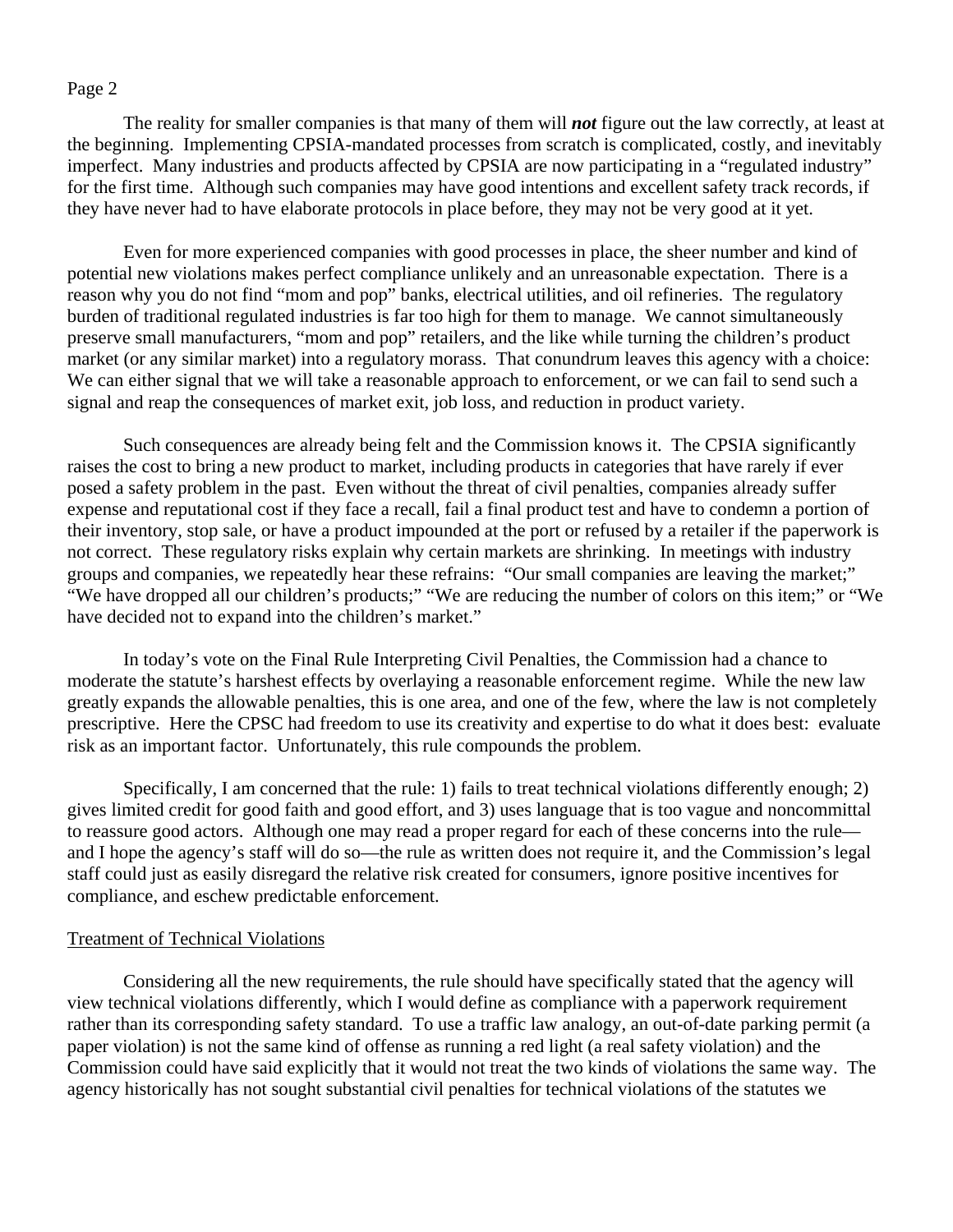The reality for smaller companies is that many of them will ***not*** figure out the law correctly, at least at the beginning. Implementing CPSIA-mandated processes from scratch is complicated, costly, and inevitably imperfect. Many industries and products affected by CPSIA are now participating in a "regulated industry" for the first time. Although such companies may have good intentions and excellent safety track records, if they have never had to have elaborate protocols in place before, they may not be very good at it yet.

Even for more experienced companies with good processes in place, the sheer number and kind of potential new violations makes perfect compliance unlikely and an unreasonable expectation. There is a reason why you do not find "mom and pop" banks, electrical utilities, and oil refineries. The regulatory burden of traditional regulated industries is far too high for them to manage. We cannot simultaneously preserve small manufacturers, "mom and pop" retailers, and the like while turning the children's product market (or any similar market) into a regulatory morass. That conundrum leaves this agency with a choice: We can either signal that we will take a reasonable approach to enforcement, or we can fail to send such a signal and reap the consequences of market exit, job loss, and reduction in product variety.

Such consequences are already being felt and the Commission knows it. The CPSIA significantly raises the cost to bring a new product to market, including products in categories that have rarely if ever posed a safety problem in the past. Even without the threat of civil penalties, companies already suffer expense and reputational cost if they face a recall, fail a final product test and have to condemn a portion of their inventory, stop sale, or have a product impounded at the port or refused by a retailer if the paperwork is not correct. These regulatory risks explain why certain markets are shrinking. In meetings with industry groups and companies, we repeatedly hear these refrains: "Our small companies are leaving the market;" "We have dropped all our children's products;" "We are reducing the number of colors on this item;" or "We have decided not to expand into the children's market."

In today's vote on the Final Rule Interpreting Civil Penalties, the Commission had a chance to moderate the statute's harshest effects by overlaying a reasonable enforcement regime. While the new law greatly expands the allowable penalties, this is one area, and one of the few, where the law is not completely prescriptive. Here the CPSC had freedom to use its creativity and expertise to do what it does best: evaluate risk as an important factor. Unfortunately, this rule compounds the problem.

Specifically, I am concerned that the rule: 1) fails to treat technical violations differently enough; 2) gives limited credit for good faith and good effort, and 3) uses language that is too vague and noncommittal to reassure good actors. Although one may read a proper regard for each of these concerns into the rule—and I hope the agency's staff will do so—the rule as written does not require it, and the Commission's legal staff could just as easily disregard the relative risk created for consumers, ignore positive incentives for compliance, and eschew predictable enforcement.

## Treatment of Technical Violations

Considering all the new requirements, the rule should have specifically stated that the agency will view technical violations differently, which I would define as compliance with a paperwork requirement rather than its corresponding safety standard. To use a traffic law analogy, an out-of-date parking permit (a paper violation) is not the same kind of offense as running a red light (a real safety violation) and the Commission could have said explicitly that it would not treat the two kinds of violations the same way. The agency historically has not sought substantial civil penalties for technical violations of the statutes we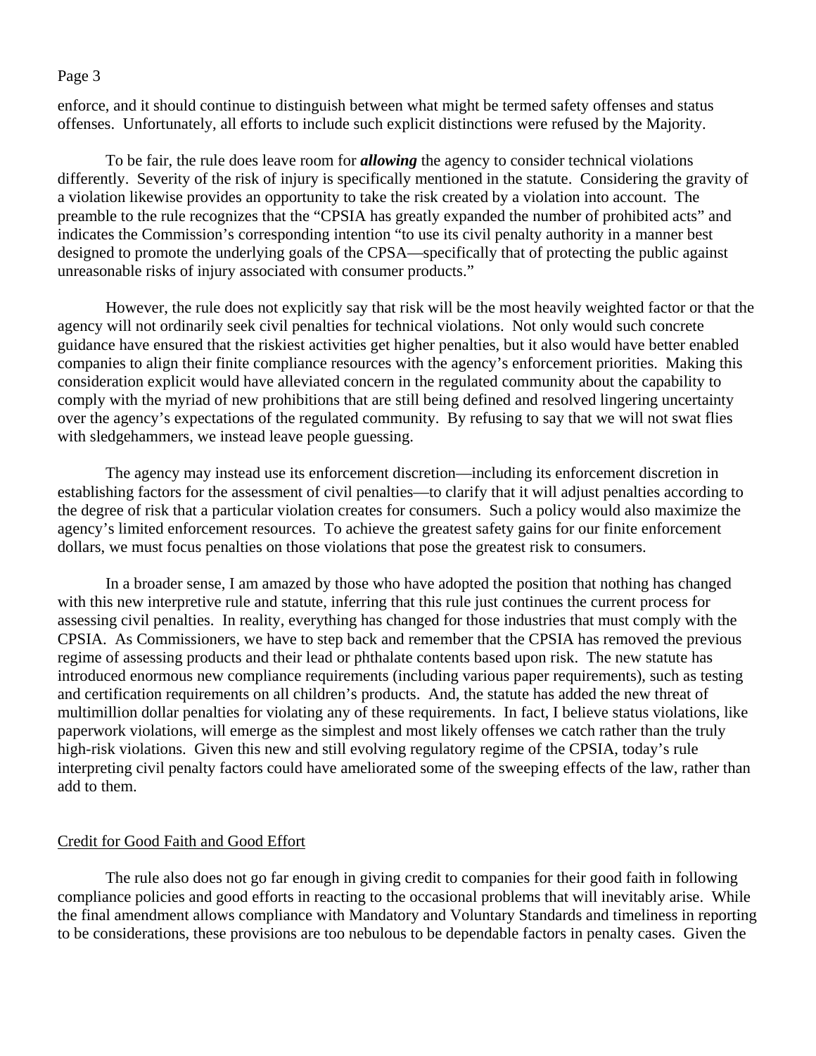enforce, and it should continue to distinguish between what might be termed safety offenses and status offenses. Unfortunately, all efforts to include such explicit distinctions were refused by the Majority.

To be fair, the rule does leave room for ***allowing*** the agency to consider technical violations differently. Severity of the risk of injury is specifically mentioned in the statute. Considering the gravity of a violation likewise provides an opportunity to take the risk created by a violation into account. The preamble to the rule recognizes that the "CPSIA has greatly expanded the number of prohibited acts" and indicates the Commission's corresponding intention "to use its civil penalty authority in a manner best designed to promote the underlying goals of the CPSA—specifically that of protecting the public against unreasonable risks of injury associated with consumer products."

However, the rule does not explicitly say that risk will be the most heavily weighted factor or that the agency will not ordinarily seek civil penalties for technical violations. Not only would such concrete guidance have ensured that the riskiest activities get higher penalties, but it also would have better enabled companies to align their finite compliance resources with the agency's enforcement priorities. Making this consideration explicit would have alleviated concern in the regulated community about the capability to comply with the myriad of new prohibitions that are still being defined and resolved lingering uncertainty over the agency's expectations of the regulated community. By refusing to say that we will not swat flies with sledgehammers, we instead leave people guessing.

The agency may instead use its enforcement discretion—including its enforcement discretion in establishing factors for the assessment of civil penalties—to clarify that it will adjust penalties according to the degree of risk that a particular violation creates for consumers. Such a policy would also maximize the agency's limited enforcement resources. To achieve the greatest safety gains for our finite enforcement dollars, we must focus penalties on those violations that pose the greatest risk to consumers.

In a broader sense, I am amazed by those who have adopted the position that nothing has changed with this new interpretive rule and statute, inferring that this rule just continues the current process for assessing civil penalties. In reality, everything has changed for those industries that must comply with the CPSIA. As Commissioners, we have to step back and remember that the CPSIA has removed the previous regime of assessing products and their lead or phthalate contents based upon risk. The new statute has introduced enormous new compliance requirements (including various paper requirements), such as testing and certification requirements on all children's products. And, the statute has added the new threat of multimillion dollar penalties for violating any of these requirements. In fact, I believe status violations, like paperwork violations, will emerge as the simplest and most likely offenses we catch rather than the truly high-risk violations. Given this new and still evolving regulatory regime of the CPSIA, today's rule interpreting civil penalty factors could have ameliorated some of the sweeping effects of the law, rather than add to them.

## Credit for Good Faith and Good Effort

The rule also does not go far enough in giving credit to companies for their good faith in following compliance policies and good efforts in reacting to the occasional problems that will inevitably arise. While the final amendment allows compliance with Mandatory and Voluntary Standards and timeliness in reporting to be considerations, these provisions are too nebulous to be dependable factors in penalty cases. Given the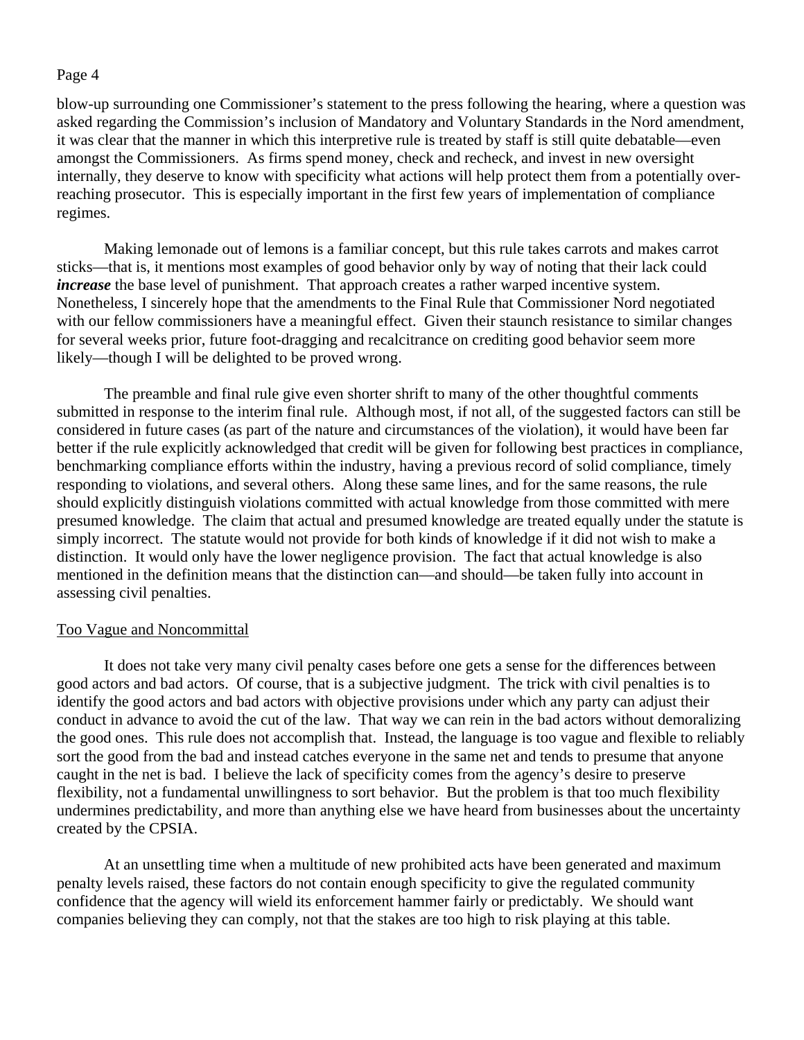blow-up surrounding one Commissioner's statement to the press following the hearing, where a question was asked regarding the Commission's inclusion of Mandatory and Voluntary Standards in the Nord amendment, it was clear that the manner in which this interpretive rule is treated by staff is still quite debatable—even amongst the Commissioners. As firms spend money, check and recheck, and invest in new oversight internally, they deserve to know with specificity what actions will help protect them from a potentially over-reaching prosecutor. This is especially important in the first few years of implementation of compliance regimes.

Making lemonade out of lemons is a familiar concept, but this rule takes carrots and makes carrot sticks—that is, it mentions most examples of good behavior only by way of noting that their lack could ***increase*** the base level of punishment. That approach creates a rather warped incentive system. Nonetheless, I sincerely hope that the amendments to the Final Rule that Commissioner Nord negotiated with our fellow commissioners have a meaningful effect. Given their staunch resistance to similar changes for several weeks prior, future foot-dragging and recalcitrance on crediting good behavior seem more likely—though I will be delighted to be proved wrong.

The preamble and final rule give even shorter shrift to many of the other thoughtful comments submitted in response to the interim final rule. Although most, if not all, of the suggested factors can still be considered in future cases (as part of the nature and circumstances of the violation), it would have been far better if the rule explicitly acknowledged that credit will be given for following best practices in compliance, benchmarking compliance efforts within the industry, having a previous record of solid compliance, timely responding to violations, and several others. Along these same lines, and for the same reasons, the rule should explicitly distinguish violations committed with actual knowledge from those committed with mere presumed knowledge. The claim that actual and presumed knowledge are treated equally under the statute is simply incorrect. The statute would not provide for both kinds of knowledge if it did not wish to make a distinction. It would only have the lower negligence provision. The fact that actual knowledge is also mentioned in the definition means that the distinction can—and should—be taken fully into account in assessing civil penalties.

<u>Too Vague and Noncommittal</u>

It does not take very many civil penalty cases before one gets a sense for the differences between good actors and bad actors. Of course, that is a subjective judgment. The trick with civil penalties is to identify the good actors and bad actors with objective provisions under which any party can adjust their conduct in advance to avoid the cut of the law. That way we can rein in the bad actors without demoralizing the good ones. This rule does not accomplish that. Instead, the language is too vague and flexible to reliably sort the good from the bad and instead catches everyone in the same net and tends to presume that anyone caught in the net is bad. I believe the lack of specificity comes from the agency's desire to preserve flexibility, not a fundamental unwillingness to sort behavior. But the problem is that too much flexibility undermines predictability, and more than anything else we have heard from businesses about the uncertainty created by the CPSIA.

At an unsettling time when a multitude of new prohibited acts have been generated and maximum penalty levels raised, these factors do not contain enough specificity to give the regulated community confidence that the agency will wield its enforcement hammer fairly or predictably. We should want companies believing they can comply, not that the stakes are too high to risk playing at this table.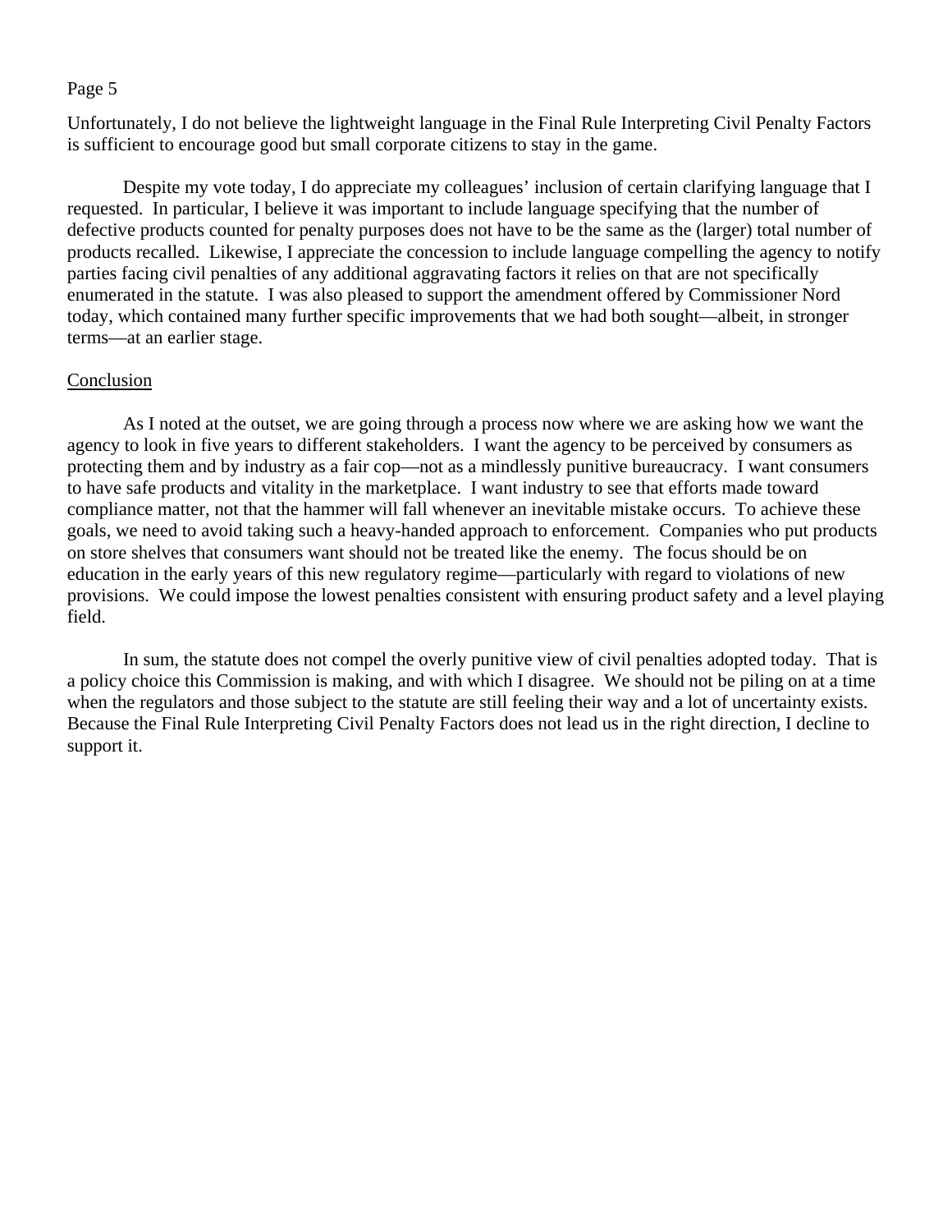Unfortunately, I do not believe the lightweight language in the Final Rule Interpreting Civil Penalty Factors is sufficient to encourage good but small corporate citizens to stay in the game.

Despite my vote today, I do appreciate my colleagues' inclusion of certain clarifying language that I requested. In particular, I believe it was important to include language specifying that the number of defective products counted for penalty purposes does not have to be the same as the (larger) total number of products recalled. Likewise, I appreciate the concession to include language compelling the agency to notify parties facing civil penalties of any additional aggravating factors it relies on that are not specifically enumerated in the statute. I was also pleased to support the amendment offered by Commissioner Nord today, which contained many further specific improvements that we had both sought—albeit, in stronger terms—at an earlier stage.

Conclusion

As I noted at the outset, we are going through a process now where we are asking how we want the agency to look in five years to different stakeholders. I want the agency to be perceived by consumers as protecting them and by industry as a fair cop—not as a mindlessly punitive bureaucracy. I want consumers to have safe products and vitality in the marketplace. I want industry to see that efforts made toward compliance matter, not that the hammer will fall whenever an inevitable mistake occurs. To achieve these goals, we need to avoid taking such a heavy-handed approach to enforcement. Companies who put products on store shelves that consumers want should not be treated like the enemy. The focus should be on education in the early years of this new regulatory regime—particularly with regard to violations of new provisions. We could impose the lowest penalties consistent with ensuring product safety and a level playing field.

In sum, the statute does not compel the overly punitive view of civil penalties adopted today. That is a policy choice this Commission is making, and with which I disagree. We should not be piling on at a time when the regulators and those subject to the statute are still feeling their way and a lot of uncertainty exists. Because the Final Rule Interpreting Civil Penalty Factors does not lead us in the right direction, I decline to support it.